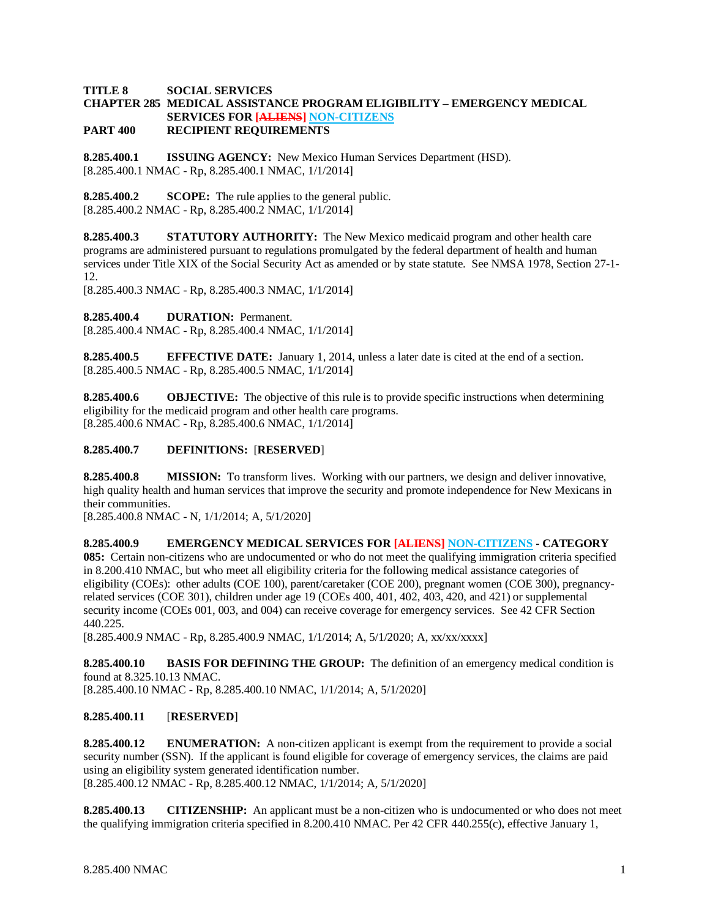**TITLE 8 SOCIAL SERVICES**
**CHAPTER 285 MEDICAL ASSISTANCE PROGRAM ELIGIBILITY – EMERGENCY MEDICAL SERVICES FOR ~~[ALIENS]~~ NON-CITIZENS**
**PART 400 RECIPIENT REQUIREMENTS**

**8.285.400.1 ISSUING AGENCY:** New Mexico Human Services Department (HSD).
[8.285.400.1 NMAC - Rp, 8.285.400.1 NMAC, 1/1/2014]

**8.285.400.2 SCOPE:** The rule applies to the general public.
[8.285.400.2 NMAC - Rp, 8.285.400.2 NMAC, 1/1/2014]

**8.285.400.3 STATUTORY AUTHORITY:** The New Mexico medicaid program and other health care programs are administered pursuant to regulations promulgated by the federal department of health and human services under Title XIX of the Social Security Act as amended or by state statute. See NMSA 1978, Section 27-1-12.
[8.285.400.3 NMAC - Rp, 8.285.400.3 NMAC, 1/1/2014]

**8.285.400.4 DURATION:** Permanent.
[8.285.400.4 NMAC - Rp, 8.285.400.4 NMAC, 1/1/2014]

**8.285.400.5 EFFECTIVE DATE:** January 1, 2014, unless a later date is cited at the end of a section.
[8.285.400.5 NMAC - Rp, 8.285.400.5 NMAC, 1/1/2014]

**8.285.400.6 OBJECTIVE:** The objective of this rule is to provide specific instructions when determining eligibility for the medicaid program and other health care programs.
[8.285.400.6 NMAC - Rp, 8.285.400.6 NMAC, 1/1/2014]

**8.285.400.7 DEFINITIONS:** [**RESERVED**]

**8.285.400.8 MISSION:** To transform lives. Working with our partners, we design and deliver innovative, high quality health and human services that improve the security and promote independence for New Mexicans in their communities.
[8.285.400.8 NMAC - N, 1/1/2014; A, 5/1/2020]

**8.285.400.9 EMERGENCY MEDICAL SERVICES FOR ~~[ALIENS]~~ NON-CITIZENS - CATEGORY 085:** Certain non-citizens who are undocumented or who do not meet the qualifying immigration criteria specified in 8.200.410 NMAC, but who meet all eligibility criteria for the following medical assistance categories of eligibility (COEs): other adults (COE 100), parent/caretaker (COE 200), pregnant women (COE 300), pregnancy-related services (COE 301), children under age 19 (COEs 400, 401, 402, 403, 420, and 421) or supplemental security income (COEs 001, 003, and 004) can receive coverage for emergency services. See 42 CFR Section 440.225.
[8.285.400.9 NMAC - Rp, 8.285.400.9 NMAC, 1/1/2014; A, 5/1/2020; A, xx/xx/xxxx]

**8.285.400.10 BASIS FOR DEFINING THE GROUP:** The definition of an emergency medical condition is found at 8.325.10.13 NMAC.
[8.285.400.10 NMAC - Rp, 8.285.400.10 NMAC, 1/1/2014; A, 5/1/2020]

**8.285.400.11** [**RESERVED**]

**8.285.400.12 ENUMERATION:** A non-citizen applicant is exempt from the requirement to provide a social security number (SSN). If the applicant is found eligible for coverage of emergency services, the claims are paid using an eligibility system generated identification number.
[8.285.400.12 NMAC - Rp, 8.285.400.12 NMAC, 1/1/2014; A, 5/1/2020]

**8.285.400.13 CITIZENSHIP:** An applicant must be a non-citizen who is undocumented or who does not meet the qualifying immigration criteria specified in 8.200.410 NMAC. Per 42 CFR 440.255(c), effective January 1,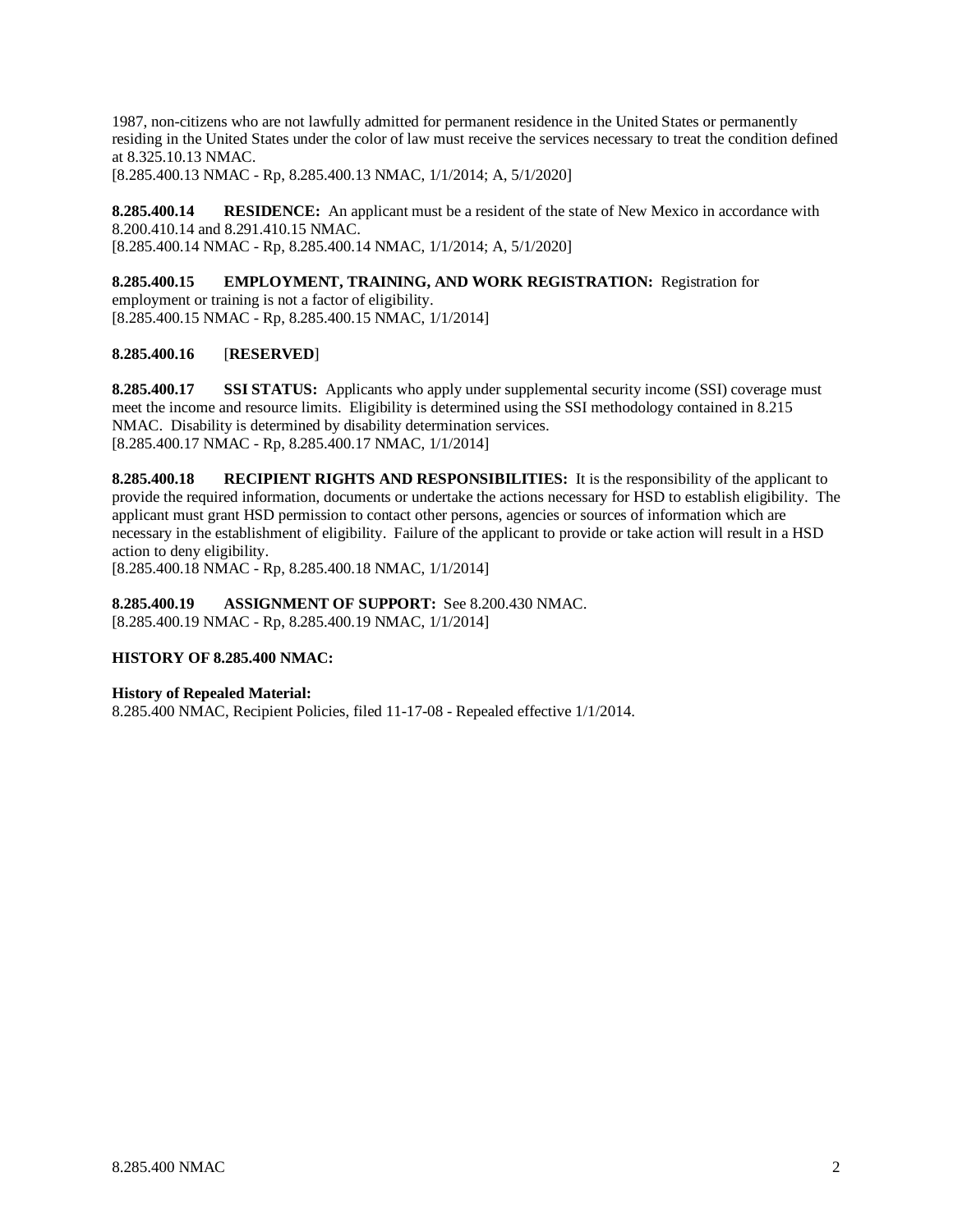1987, non-citizens who are not lawfully admitted for permanent residence in the United States or permanently residing in the United States under the color of law must receive the services necessary to treat the condition defined at 8.325.10.13 NMAC.
[8.285.400.13 NMAC - Rp, 8.285.400.13 NMAC, 1/1/2014; A, 5/1/2020]

**8.285.400.14 RESIDENCE:** An applicant must be a resident of the state of New Mexico in accordance with 8.200.410.14 and 8.291.410.15 NMAC.
[8.285.400.14 NMAC - Rp, 8.285.400.14 NMAC, 1/1/2014; A, 5/1/2020]

**8.285.400.15 EMPLOYMENT, TRAINING, AND WORK REGISTRATION:** Registration for employment or training is not a factor of eligibility.
[8.285.400.15 NMAC - Rp, 8.285.400.15 NMAC, 1/1/2014]

**8.285.400.16** [**RESERVED**]

**8.285.400.17 SSI STATUS:** Applicants who apply under supplemental security income (SSI) coverage must meet the income and resource limits. Eligibility is determined using the SSI methodology contained in 8.215 NMAC. Disability is determined by disability determination services.
[8.285.400.17 NMAC - Rp, 8.285.400.17 NMAC, 1/1/2014]

**8.285.400.18 RECIPIENT RIGHTS AND RESPONSIBILITIES:** It is the responsibility of the applicant to provide the required information, documents or undertake the actions necessary for HSD to establish eligibility. The applicant must grant HSD permission to contact other persons, agencies or sources of information which are necessary in the establishment of eligibility. Failure of the applicant to provide or take action will result in a HSD action to deny eligibility.
[8.285.400.18 NMAC - Rp, 8.285.400.18 NMAC, 1/1/2014]

**8.285.400.19 ASSIGNMENT OF SUPPORT:** See 8.200.430 NMAC.
[8.285.400.19 NMAC - Rp, 8.285.400.19 NMAC, 1/1/2014]

**HISTORY OF 8.285.400 NMAC:**

**History of Repealed Material:**
8.285.400 NMAC, Recipient Policies, filed 11-17-08 - Repealed effective 1/1/2014.